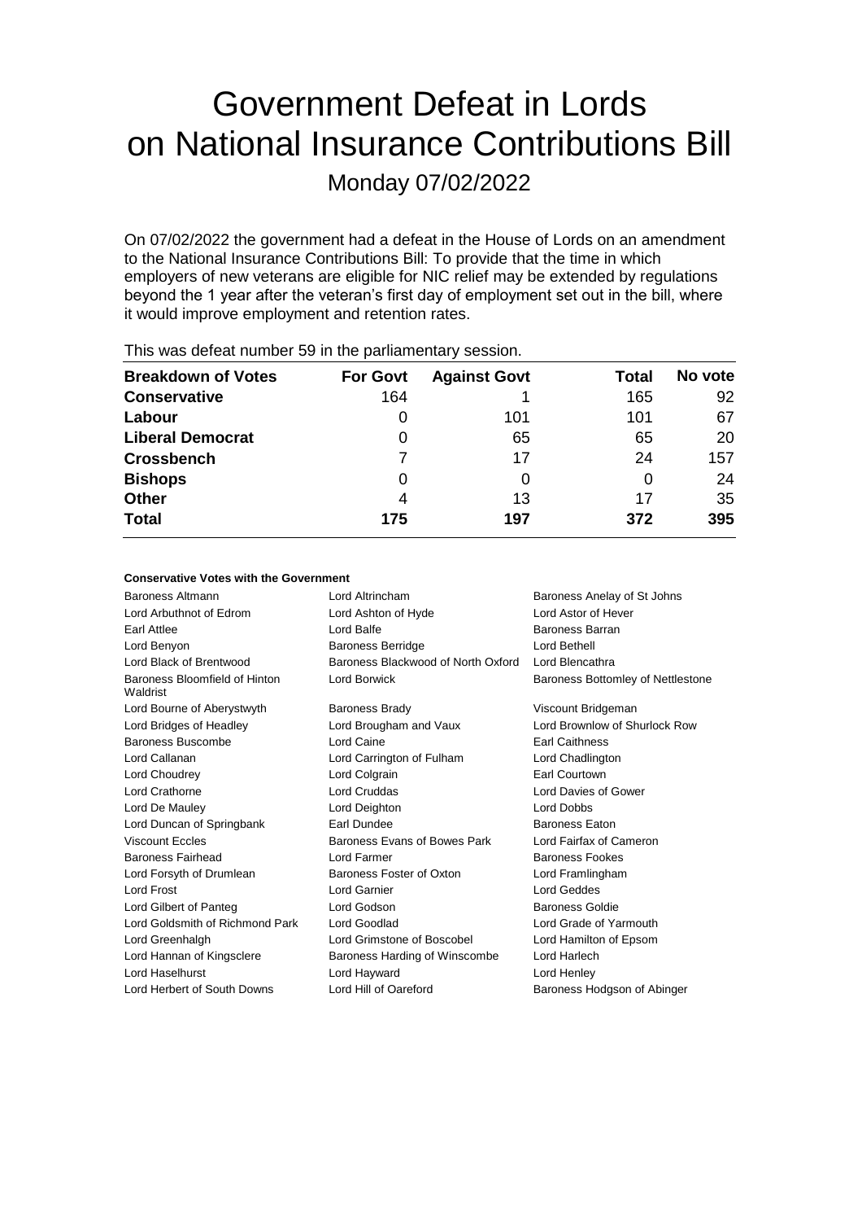# Government Defeat in Lords on National Insurance Contributions Bill

Monday 07/02/2022

On 07/02/2022 the government had a defeat in the House of Lords on an amendment to the National Insurance Contributions Bill: To provide that the time in which employers of new veterans are eligible for NIC relief may be extended by regulations beyond the 1 year after the veteran's first day of employment set out in the bill, where it would improve employment and retention rates.

This was defeat number 59 in the parliamentary session.

| Breakdown of Votes | For Govt | Against Govt | Total | No vote |
|---|---|---|---|---|
| **Conservative** | 164 | 1 | 165 | 92 |
| **Labour** | 0 | 101 | 101 | 67 |
| **Liberal Democrat** | 0 | 65 | 65 | 20 |
| **Crossbench** | 7 | 17 | 24 | 157 |
| **Bishops** | 0 | 0 | 0 | 24 |
| **Other** | 4 | 13 | 17 | 35 |
| **Total** | **175** | **197** | **372** | **395** |

#### Conservative Votes with the Government

| | | |
|---|---|---|
| Baroness Altmann | Lord Altrincham | Baroness Anelay of St Johns |
| Lord Arbuthnot of Edrom | Lord Ashton of Hyde | Lord Astor of Hever |
| Earl Attlee | Lord Balfe | Baroness Barran |
| Lord Benyon | Baroness Berridge | Lord Bethell |
| Lord Black of Brentwood | Baroness Blackwood of North Oxford | Lord Blencathra |
| Baroness Bloomfield of Hinton Waldrist | Lord Borwick | Baroness Bottomley of Nettlestone |
| Lord Bourne of Aberystwyth | Baroness Brady | Viscount Bridgeman |
| Lord Bridges of Headley | Lord Brougham and Vaux | Lord Brownlow of Shurlock Row |
| Baroness Buscombe | Lord Caine | Earl Caithness |
| Lord Callanan | Lord Carrington of Fulham | Lord Chadlington |
| Lord Choudrey | Lord Colgrain | Earl Courtown |
| Lord Crathorne | Lord Cruddas | Lord Davies of Gower |
| Lord De Mauley | Lord Deighton | Lord Dobbs |
| Lord Duncan of Springbank | Earl Dundee | Baroness Eaton |
| Viscount Eccles | Baroness Evans of Bowes Park | Lord Fairfax of Cameron |
| Baroness Fairhead | Lord Farmer | Baroness Fookes |
| Lord Forsyth of Drumlean | Baroness Foster of Oxton | Lord Framlingham |
| Lord Frost | Lord Garnier | Lord Geddes |
| Lord Gilbert of Panteg | Lord Godson | Baroness Goldie |
| Lord Goldsmith of Richmond Park | Lord Goodlad | Lord Grade of Yarmouth |
| Lord Greenhalgh | Lord Grimstone of Boscobel | Lord Hamilton of Epsom |
| Lord Hannan of Kingsclere | Baroness Harding of Winscombe | Lord Harlech |
| Lord Haselhurst | Lord Hayward | Lord Henley |
| Lord Herbert of South Downs | Lord Hill of Oareford | Baroness Hodgson of Abinger |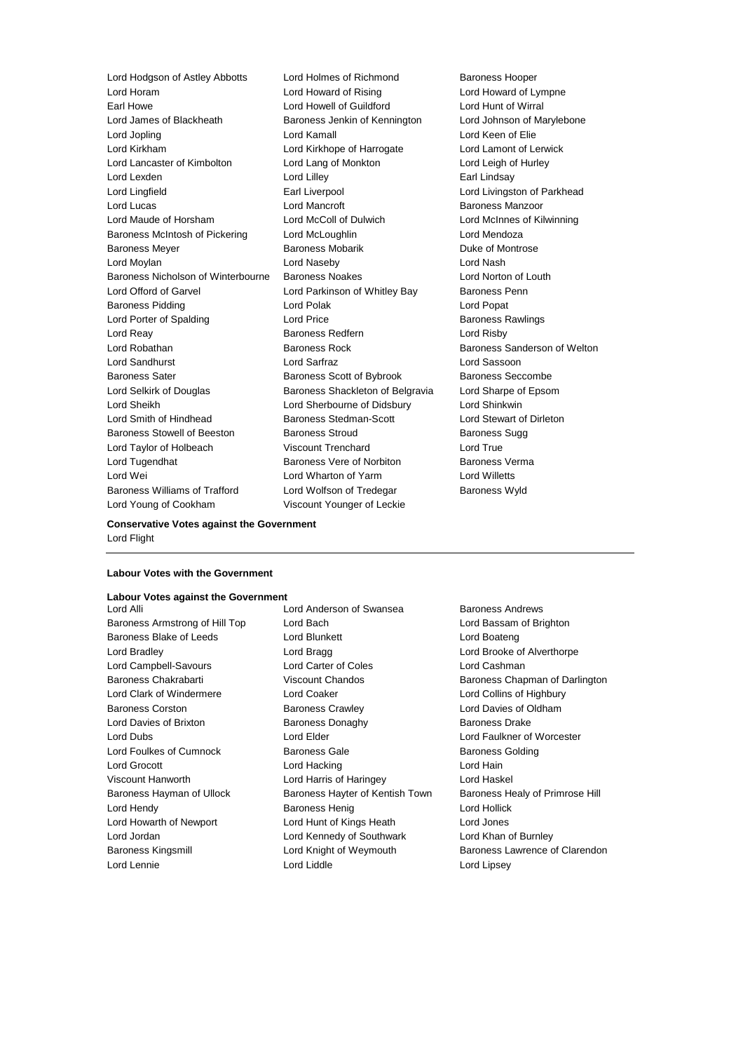Lord Hodgson of Astley Abbotts
Lord Holmes of Richmond
Baroness Hooper
Lord Horam
Lord Howard of Rising
Lord Howard of Lympne
Earl Howe
Lord Howell of Guildford
Lord Hunt of Wirral
Lord James of Blackheath
Baroness Jenkin of Kennington
Lord Johnson of Marylebone
Lord Jopling
Lord Kamall
Lord Keen of Elie
Lord Kirkham
Lord Kirkhope of Harrogate
Lord Lamont of Lerwick
Lord Lancaster of Kimbolton
Lord Lang of Monkton
Lord Leigh of Hurley
Lord Lexden
Lord Lilley
Earl Lindsay
Lord Lingfield
Earl Liverpool
Lord Livingston of Parkhead
Lord Lucas
Lord Mancroft
Baroness Manzoor
Lord Maude of Horsham
Lord McColl of Dulwich
Lord McInnes of Kilwinning
Baroness McIntosh of Pickering
Lord McLoughlin
Lord Mendoza
Baroness Meyer
Baroness Mobarik
Duke of Montrose
Lord Moylan
Lord Naseby
Lord Nash
Baroness Nicholson of Winterbourne
Baroness Noakes
Lord Norton of Louth
Lord Offord of Garvel
Lord Parkinson of Whitley Bay
Baroness Penn
Baroness Pidding
Lord Polak
Lord Popat
Lord Porter of Spalding
Lord Price
Baroness Rawlings
Lord Reay
Baroness Redfern
Lord Risby
Lord Robathan
Baroness Rock
Baroness Sanderson of Welton
Lord Sandhurst
Lord Sarfraz
Lord Sassoon
Baroness Sater
Baroness Scott of Bybrook
Baroness Seccombe
Lord Selkirk of Douglas
Baroness Shackleton of Belgravia
Lord Sharpe of Epsom
Lord Sheikh
Lord Sherbourne of Didsbury
Lord Shinkwin
Lord Smith of Hindhead
Baroness Stedman-Scott
Lord Stewart of Dirleton
Baroness Stowell of Beeston
Baroness Stroud
Baroness Sugg
Lord Taylor of Holbeach
Viscount Trenchard
Lord True
Lord Tugendhat
Baroness Vere of Norbiton
Baroness Verma
Lord Wei
Lord Wharton of Yarm
Lord Willetts
Baroness Williams of Trafford
Lord Wolfson of Tredegar
Baroness Wyld
Lord Young of Cookham
Viscount Younger of Leckie

**Conservative Votes against the Government**

Lord Flight

---

**Labour Votes with the Government**

**Labour Votes against the Government**

Lord Alli
Lord Anderson of Swansea
Baroness Andrews
Baroness Armstrong of Hill Top
Lord Bach
Lord Bassam of Brighton
Baroness Blake of Leeds
Lord Blunkett
Lord Boateng
Lord Bradley
Lord Bragg
Lord Brooke of Alverthorpe
Lord Campbell-Savours
Lord Carter of Coles
Lord Cashman
Baroness Chakrabarti
Viscount Chandos
Baroness Chapman of Darlington
Lord Clark of Windermere
Lord Coaker
Lord Collins of Highbury
Baroness Corston
Baroness Crawley
Lord Davies of Oldham
Lord Davies of Brixton
Baroness Donaghy
Baroness Drake
Lord Dubs
Lord Elder
Lord Faulkner of Worcester
Lord Foulkes of Cumnock
Baroness Gale
Baroness Golding
Lord Grocott
Lord Hacking
Lord Hain
Viscount Hanworth
Lord Harris of Haringey
Lord Haskel
Baroness Hayman of Ullock
Baroness Hayter of Kentish Town
Baroness Healy of Primrose Hill
Lord Hendy
Baroness Henig
Lord Hollick
Lord Howarth of Newport
Lord Hunt of Kings Heath
Lord Jones
Lord Jordan
Lord Kennedy of Southwark
Lord Khan of Burnley
Baroness Kingsmill
Lord Knight of Weymouth
Baroness Lawrence of Clarendon
Lord Lennie
Lord Liddle
Lord Lipsey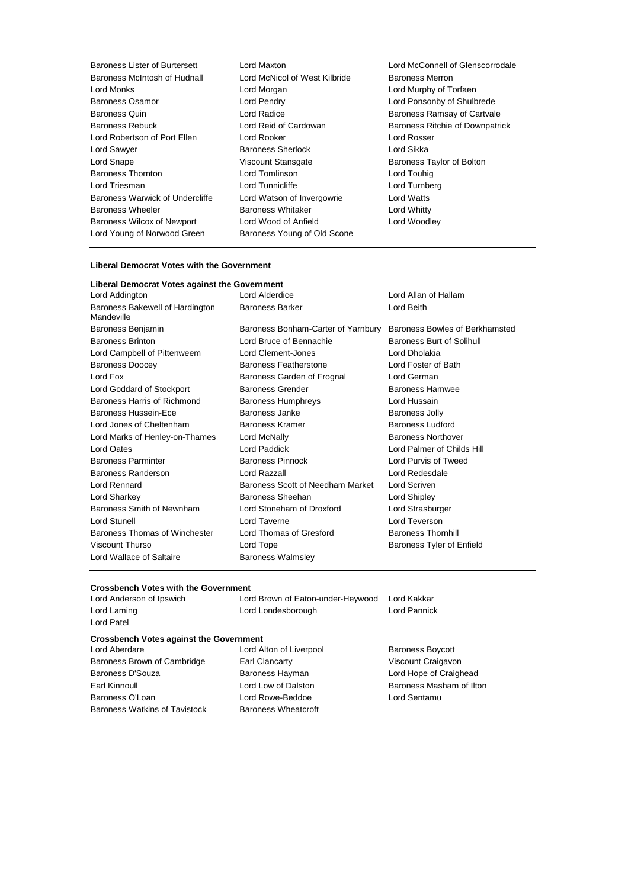Baroness Lister of Burtersett, Lord Maxton, Lord McConnell of Glenscorrodale
Baroness McIntosh of Hudnall, Lord McNicol of West Kilbride, Baroness Merron
Lord Monks, Lord Morgan, Lord Murphy of Torfaen
Baroness Osamor, Lord Pendry, Lord Ponsonby of Shulbrede
Baroness Quin, Lord Radice, Baroness Ramsay of Cartvale
Baroness Rebuck, Lord Reid of Cardowan, Baroness Ritchie of Downpatrick
Lord Robertson of Port Ellen, Lord Rooker, Lord Rosser
Lord Sawyer, Baroness Sherlock, Lord Sikka
Lord Snape, Viscount Stansgate, Baroness Taylor of Bolton
Baroness Thornton, Lord Tomlinson, Lord Touhig
Lord Triesman, Lord Tunnicliffe, Lord Turnberg
Baroness Warwick of Undercliffe, Lord Watson of Invergowrie, Lord Watts
Baroness Wheeler, Baroness Whitaker, Lord Whitty
Baroness Wilcox of Newport, Lord Wood of Anfield, Lord Woodley
Lord Young of Norwood Green, Baroness Young of Old Scone

**Liberal Democrat Votes with the Government**

**Liberal Democrat Votes against the Government**

Lord Addington, Lord Alderdice, Lord Allan of Hallam
Baroness Bakewell of Hardington Mandeville, Baroness Barker, Lord Beith
Baroness Benjamin, Baroness Bonham-Carter of Yarnbury, Baroness Bowles of Berkhamsted
Baroness Brinton, Lord Bruce of Bennachie, Baroness Burt of Solihull
Lord Campbell of Pittenweem, Lord Clement-Jones, Lord Dholakia
Baroness Doocey, Baroness Featherstone, Lord Foster of Bath
Lord Fox, Baroness Garden of Frognal, Lord German
Lord Goddard of Stockport, Baroness Grender, Baroness Hamwee
Baroness Harris of Richmond, Baroness Humphreys, Lord Hussain
Baroness Hussein-Ece, Baroness Janke, Baroness Jolly
Lord Jones of Cheltenham, Baroness Kramer, Baroness Ludford
Lord Marks of Henley-on-Thames, Lord McNally, Baroness Northover
Lord Oates, Lord Paddick, Lord Palmer of Childs Hill
Baroness Parminter, Baroness Pinnock, Lord Purvis of Tweed
Baroness Randerson, Lord Razzall, Lord Redesdale
Lord Rennard, Baroness Scott of Needham Market, Lord Scriven
Lord Sharkey, Baroness Sheehan, Lord Shipley
Baroness Smith of Newnham, Lord Stoneham of Droxford, Lord Strasburger
Lord Stunell, Lord Taverne, Lord Teverson
Baroness Thomas of Winchester, Lord Thomas of Gresford, Baroness Thornhill
Viscount Thurso, Lord Tope, Baroness Tyler of Enfield
Lord Wallace of Saltaire, Baroness Walmsley

**Crossbench Votes with the Government**

Lord Anderson of Ipswich, Lord Brown of Eaton-under-Heywood, Lord Kakkar
Lord Laming, Lord Londesborough, Lord Pannick
Lord Patel

**Crossbench Votes against the Government**

Lord Aberdare, Lord Alton of Liverpool, Baroness Boycott
Baroness Brown of Cambridge, Earl Clancarty, Viscount Craigavon
Baroness D'Souza, Baroness Hayman, Lord Hope of Craighead
Earl Kinnoull, Lord Low of Dalston, Baroness Masham of Ilton
Baroness O'Loan, Lord Rowe-Beddoe, Lord Sentamu
Baroness Watkins of Tavistock, Baroness Wheatcroft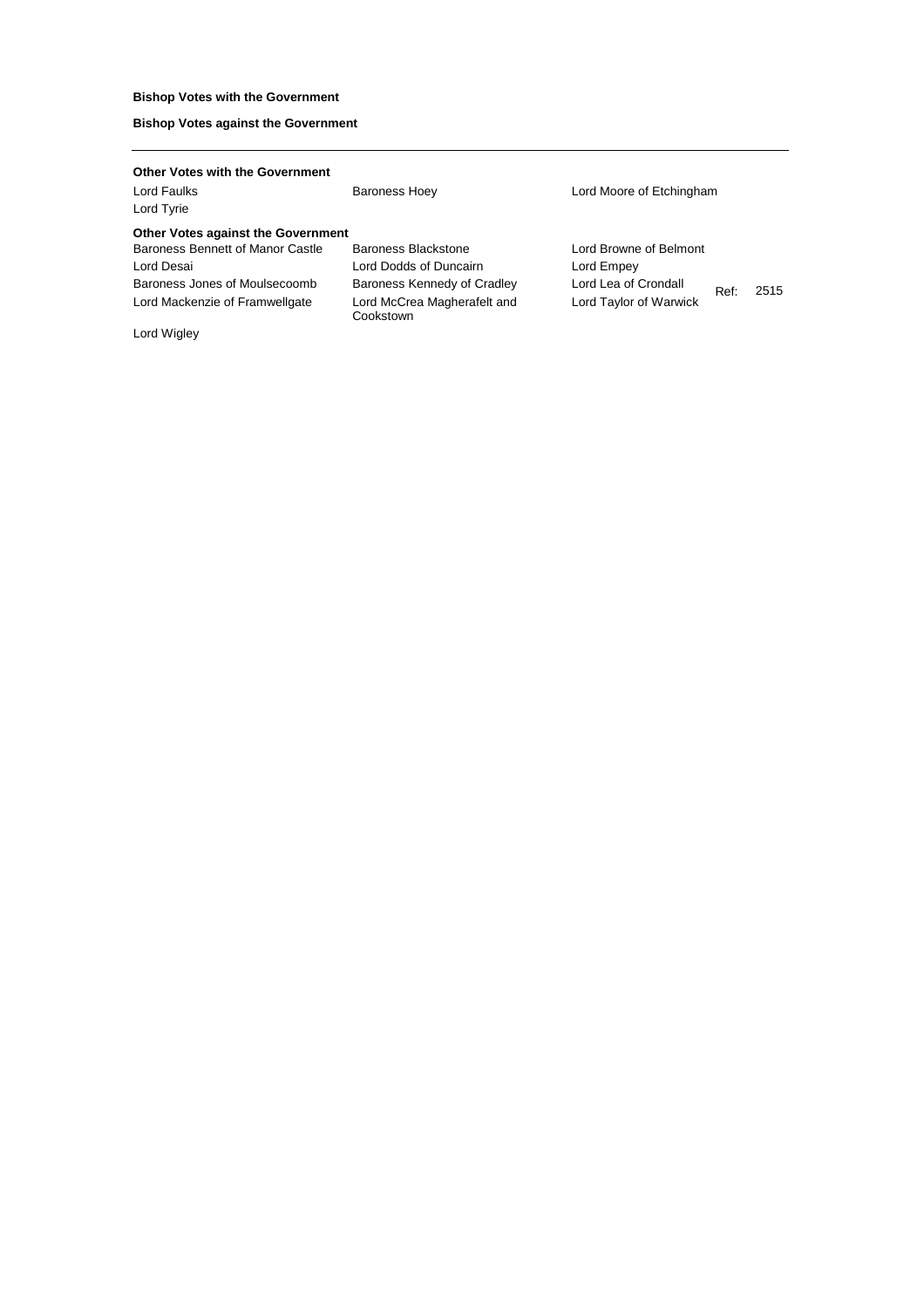**Bishop Votes with the Government**

**Bishop Votes against the Government**

---

**Other Votes with the Government**

| | | |
|---|---|---|
| Lord Faulks | Baroness Hoey | Lord Moore of Etchingham |
| Lord Tyrie | | |

**Other Votes against the Government**

| | | |
|---|---|---|
| Baroness Bennett of Manor Castle | Baroness Blackstone | Lord Browne of Belmont |
| Lord Desai | Lord Dodds of Duncairn | Lord Empey |
| Baroness Jones of Moulsecoomb | Baroness Kennedy of Cradley | Lord Lea of Crondall |
| Lord Mackenzie of Framwellgate | Lord McCrea Magherafelt and Cookstown | Lord Taylor of Warwick |
| Lord Wigley | | |

Ref: 2515